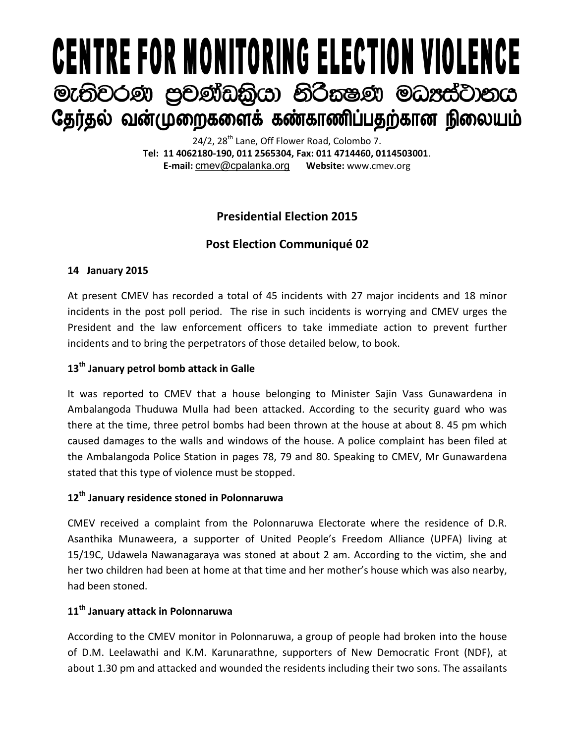# CENTRE FOR MONITORING ELECTION VIOLENCE

# මැතිවරණ ප්‍රචණ්ඩක්‍රියා නිරීක්ෂණ මධ්‍යස්ථානය

# தேர்தல் வன்முறைகளைக் கண்காணிப்பதற்கான நிலையம்

24/2, 28th Lane, Off Flower Road, Colombo 7.
**Tel: 11 4062180-190, 011 2565304, Fax: 011 4714460, 0114503001**.
**E-mail:** cmev@cpalanka.org **Website:** www.cmev.org

## Presidential Election 2015

## Post Election Communiqué 02

**14 January 2015**

At present CMEV has recorded a total of 45 incidents with 27 major incidents and 18 minor incidents in the post poll period. The rise in such incidents is worrying and CMEV urges the President and the law enforcement officers to take immediate action to prevent further incidents and to bring the perpetrators of those detailed below, to book.

### 13th January petrol bomb attack in Galle

It was reported to CMEV that a house belonging to Minister Sajin Vass Gunawardena in Ambalangoda Thuduwa Mulla had been attacked. According to the security guard who was there at the time, three petrol bombs had been thrown at the house at about 8. 45 pm which caused damages to the walls and windows of the house. A police complaint has been filed at the Ambalangoda Police Station in pages 78, 79 and 80. Speaking to CMEV, Mr Gunawardena stated that this type of violence must be stopped.

### 12th January residence stoned in Polonnaruwa

CMEV received a complaint from the Polonnaruwa Electorate where the residence of D.R. Asanthika Munaweera, a supporter of United People's Freedom Alliance (UPFA) living at 15/19C, Udawela Nawanagaraya was stoned at about 2 am. According to the victim, she and her two children had been at home at that time and her mother's house which was also nearby, had been stoned.

### 11th January attack in Polonnaruwa

According to the CMEV monitor in Polonnaruwa, a group of people had broken into the house of D.M. Leelawathi and K.M. Karunarathne, supporters of New Democratic Front (NDF), at about 1.30 pm and attacked and wounded the residents including their two sons. The assailants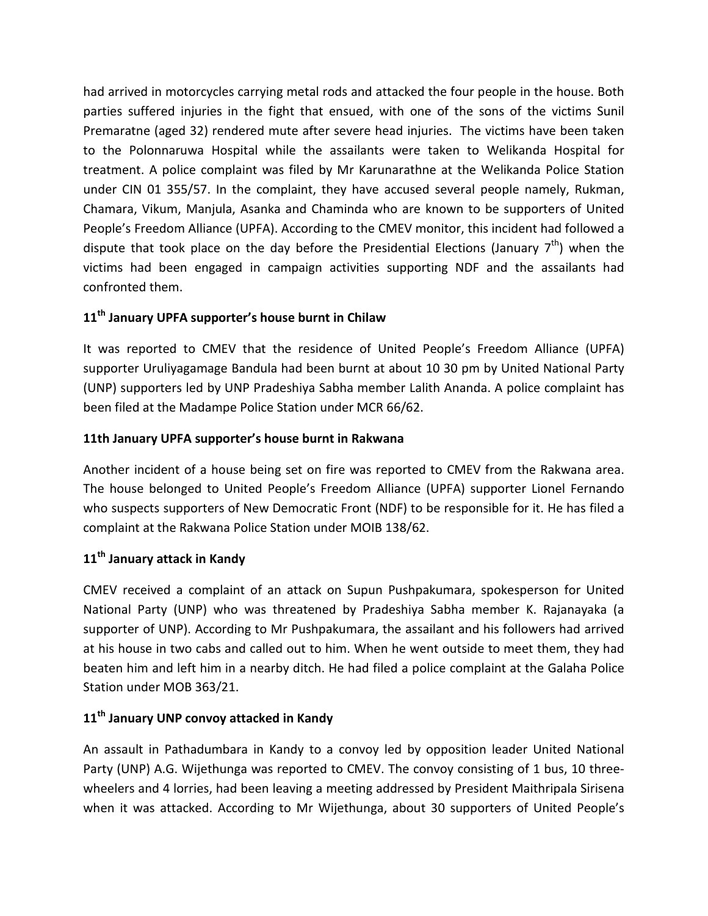had arrived in motorcycles carrying metal rods and attacked the four people in the house. Both parties suffered injuries in the fight that ensued, with one of the sons of the victims Sunil Premaratne (aged 32) rendered mute after severe head injuries. The victims have been taken to the Polonnaruwa Hospital while the assailants were taken to Welikanda Hospital for treatment. A police complaint was filed by Mr Karunarathne at the Welikanda Police Station under CIN 01 355/57. In the complaint, they have accused several people namely, Rukman, Chamara, Vikum, Manjula, Asanka and Chaminda who are known to be supporters of United People's Freedom Alliance (UPFA). According to the CMEV monitor, this incident had followed a dispute that took place on the day before the Presidential Elections (January 7th) when the victims had been engaged in campaign activities supporting NDF and the assailants had confronted them.

### 11th January UPFA supporter's house burnt in Chilaw

It was reported to CMEV that the residence of United People's Freedom Alliance (UPFA) supporter Uruliyagamage Bandula had been burnt at about 10 30 pm by United National Party (UNP) supporters led by UNP Pradeshiya Sabha member Lalith Ananda. A police complaint has been filed at the Madampe Police Station under MCR 66/62.

### 11th January UPFA supporter's house burnt in Rakwana

Another incident of a house being set on fire was reported to CMEV from the Rakwana area. The house belonged to United People's Freedom Alliance (UPFA) supporter Lionel Fernando who suspects supporters of New Democratic Front (NDF) to be responsible for it. He has filed a complaint at the Rakwana Police Station under MOIB 138/62.

### 11th January attack in Kandy

CMEV received a complaint of an attack on Supun Pushpakumara, spokesperson for United National Party (UNP) who was threatened by Pradeshiya Sabha member K. Rajanayaka (a supporter of UNP). According to Mr Pushpakumara, the assailant and his followers had arrived at his house in two cabs and called out to him. When he went outside to meet them, they had beaten him and left him in a nearby ditch. He had filed a police complaint at the Galaha Police Station under MOB 363/21.

### 11th January UNP convoy attacked in Kandy

An assault in Pathadumbara in Kandy to a convoy led by opposition leader United National Party (UNP) A.G. Wijethunga was reported to CMEV. The convoy consisting of 1 bus, 10 three-wheelers and 4 lorries, had been leaving a meeting addressed by President Maithripala Sirisena when it was attacked. According to Mr Wijethunga, about 30 supporters of United People's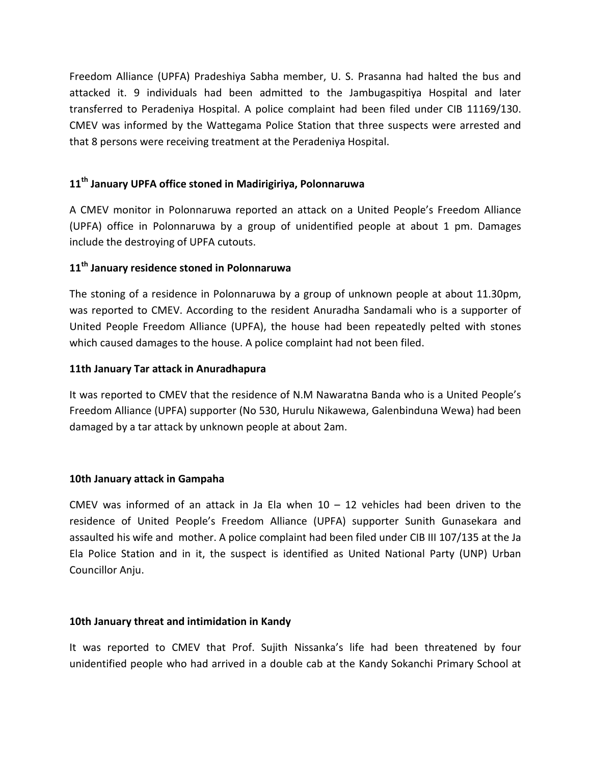Freedom Alliance (UPFA) Pradeshiya Sabha member, U. S. Prasanna had halted the bus and attacked it. 9 individuals had been admitted to the Jambugaspitiya Hospital and later transferred to Peradeniya Hospital. A police complaint had been filed under CIB 11169/130. CMEV was informed by the Wattegama Police Station that three suspects were arrested and that 8 persons were receiving treatment at the Peradeniya Hospital.

**11th January UPFA office stoned in Madirigiriya, Polonnaruwa**

A CMEV monitor in Polonnaruwa reported an attack on a United People's Freedom Alliance (UPFA) office in Polonnaruwa by a group of unidentified people at about 1 pm. Damages include the destroying of UPFA cutouts.

**11th January residence stoned in Polonnaruwa**

The stoning of a residence in Polonnaruwa by a group of unknown people at about 11.30pm, was reported to CMEV. According to the resident Anuradha Sandamali who is a supporter of United People Freedom Alliance (UPFA), the house had been repeatedly pelted with stones which caused damages to the house. A police complaint had not been filed.

**11th January Tar attack in Anuradhapura**

It was reported to CMEV that the residence of N.M Nawaratna Banda who is a United People's Freedom Alliance (UPFA) supporter (No 530, Hurulu Nikawewa, Galenbinduna Wewa) had been damaged by a tar attack by unknown people at about 2am.

**10th January attack in Gampaha**

CMEV was informed of an attack in Ja Ela when 10 – 12 vehicles had been driven to the residence of United People's Freedom Alliance (UPFA) supporter Sunith Gunasekara and assaulted his wife and mother. A police complaint had been filed under CIB III 107/135 at the Ja Ela Police Station and in it, the suspect is identified as United National Party (UNP) Urban Councillor Anju.

**10th January threat and intimidation in Kandy**

It was reported to CMEV that Prof. Sujith Nissanka's life had been threatened by four unidentified people who had arrived in a double cab at the Kandy Sokanchi Primary School at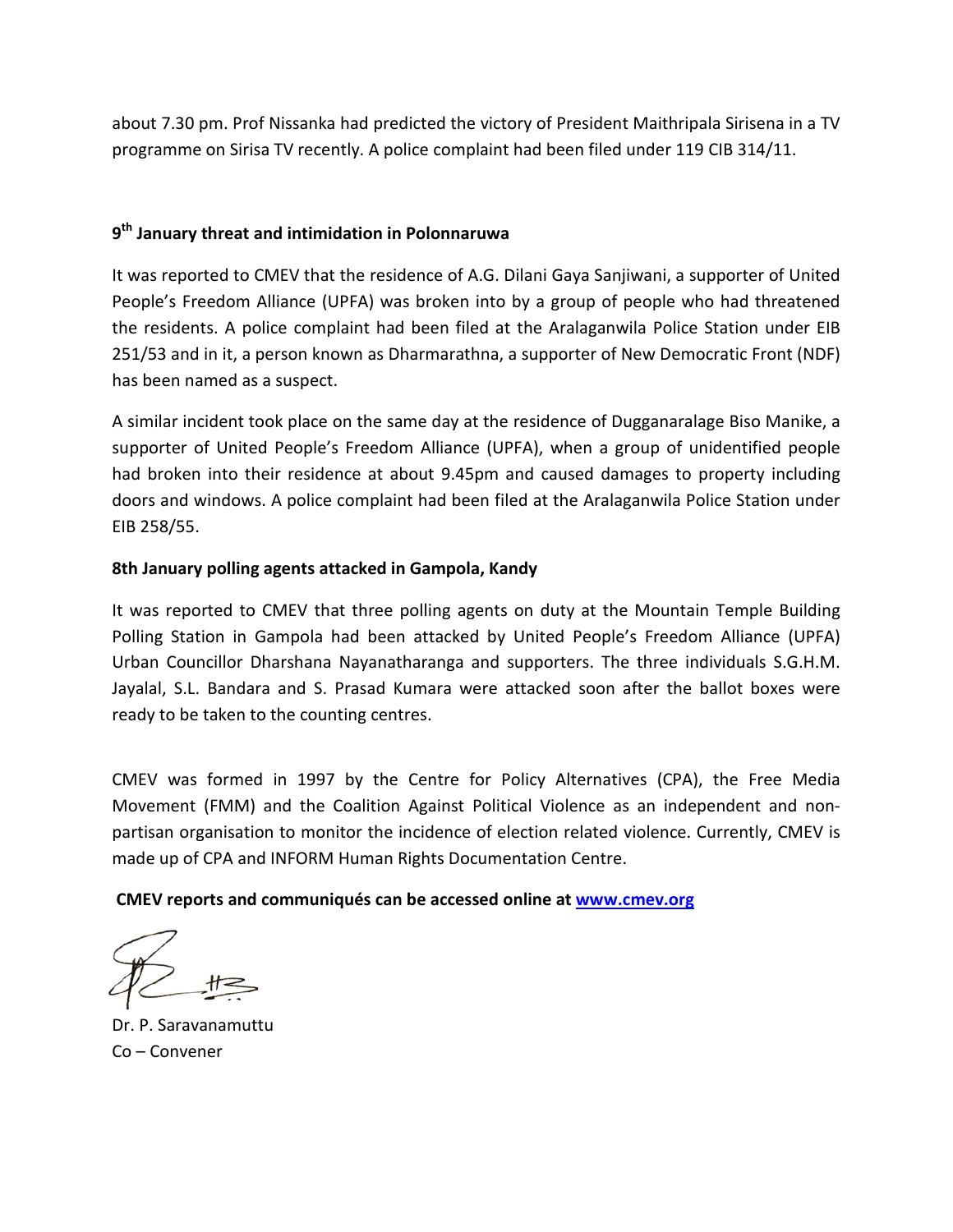about 7.30 pm. Prof Nissanka had predicted the victory of President Maithripala Sirisena in a TV programme on Sirisa TV recently. A police complaint had been filed under 119 CIB 314/11.

**9th January threat and intimidation in Polonnaruwa**

It was reported to CMEV that the residence of A.G. Dilani Gaya Sanjiwani, a supporter of United People's Freedom Alliance (UPFA) was broken into by a group of people who had threatened the residents. A police complaint had been filed at the Aralaganwila Police Station under EIB 251/53 and in it, a person known as Dharmarathna, a supporter of New Democratic Front (NDF) has been named as a suspect.

A similar incident took place on the same day at the residence of Dugganaralage Biso Manike, a supporter of United People's Freedom Alliance (UPFA), when a group of unidentified people had broken into their residence at about 9.45pm and caused damages to property including doors and windows. A police complaint had been filed at the Aralaganwila Police Station under EIB 258/55.

**8th January polling agents attacked in Gampola, Kandy**

It was reported to CMEV that three polling agents on duty at the Mountain Temple Building Polling Station in Gampola had been attacked by United People's Freedom Alliance (UPFA) Urban Councillor Dharshana Nayanatharanga and supporters. The three individuals S.G.H.M. Jayalal, S.L. Bandara and S. Prasad Kumara were attacked soon after the ballot boxes were ready to be taken to the counting centres.

CMEV was formed in 1997 by the Centre for Policy Alternatives (CPA), the Free Media Movement (FMM) and the Coalition Against Political Violence as an independent and non-partisan organisation to monitor the incidence of election related violence. Currently, CMEV is made up of CPA and INFORM Human Rights Documentation Centre.

**CMEV reports and communiqués can be accessed online at [www.cmev.org](http://www.cmev.org)**

Dr. P. Saravanamuttu
Co – Convener